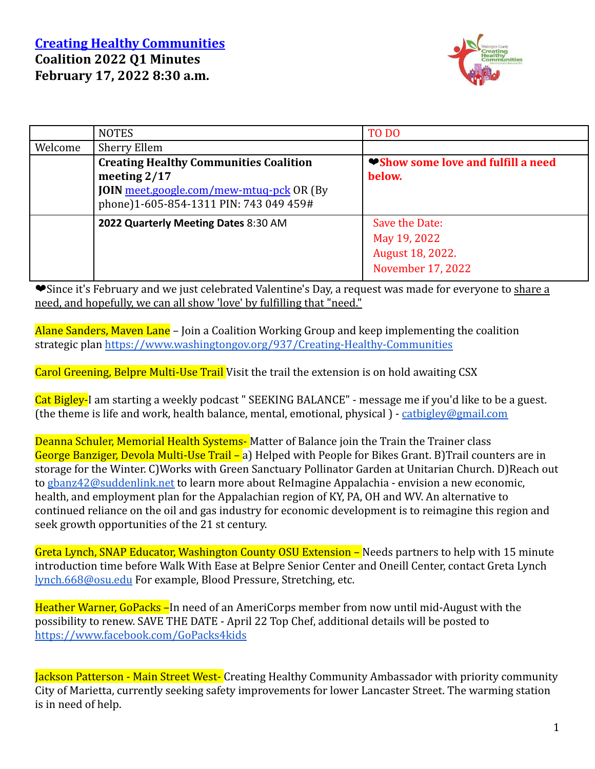# [Creating Healthy Communities](#)

**Coalition 2022 Q1 Minutes**
**February 17, 2022 8:30 a.m.**

| | NOTES | TO DO |
|---|---|---|
| Welcome | Sherry Ellem | |
| | **Creating Healthy Communities Coalition meeting 2/17**<br>**JOIN** meet.google.com/mew-mtuq-pck OR (By phone)1-605-854-1311 PIN: 743 049 459# | ❤**Show some love and fulfill a need below.** |
| | **2022 Quarterly Meeting Dates** 8:30 AM | Save the Date:<br>May 19, 2022<br>August 18, 2022.<br>November 17, 2022 |

❤Since it's February and we just celebrated Valentine's Day, a request was made for everyone to share a need, and hopefully, we can all show 'love' by fulfilling that "need."

Alane Sanders, Maven Lane – Join a Coalition Working Group and keep implementing the coalition strategic plan https://www.washingtongov.org/937/Creating-Healthy-Communities

Carol Greening, Belpre Multi-Use Trail Visit the trail the extension is on hold awaiting CSX

Cat Bigley-I am starting a weekly podcast " SEEKING BALANCE" - message me if you'd like to be a guest. (the theme is life and work, health balance, mental, emotional, physical ) - catbigley@gmail.com

Deanna Schuler, Memorial Health Systems- Matter of Balance join the Train the Trainer class

George Banziger, Devola Multi-Use Trail – a) Helped with People for Bikes Grant. B)Trail counters are in storage for the Winter. C)Works with Green Sanctuary Pollinator Garden at Unitarian Church. D)Reach out to gbanz42@suddenlink.net to learn more about ReImagine Appalachia - envision a new economic, health, and employment plan for the Appalachian region of KY, PA, OH and WV. An alternative to continued reliance on the oil and gas industry for economic development is to reimagine this region and seek growth opportunities of the 21 st century.

Greta Lynch, SNAP Educator, Washington County OSU Extension – Needs partners to help with 15 minute introduction time before Walk With Ease at Belpre Senior Center and Oneill Center, contact Greta Lynch lynch.668@osu.edu For example, Blood Pressure, Stretching, etc.

Heather Warner, GoPacks –In need of an AmeriCorps member from now until mid-August with the possibility to renew. SAVE THE DATE - April 22 Top Chef, additional details will be posted to https://www.facebook.com/GoPacks4kids

Jackson Patterson - Main Street West- Creating Healthy Community Ambassador with priority community City of Marietta, currently seeking safety improvements for lower Lancaster Street. The warming station is in need of help.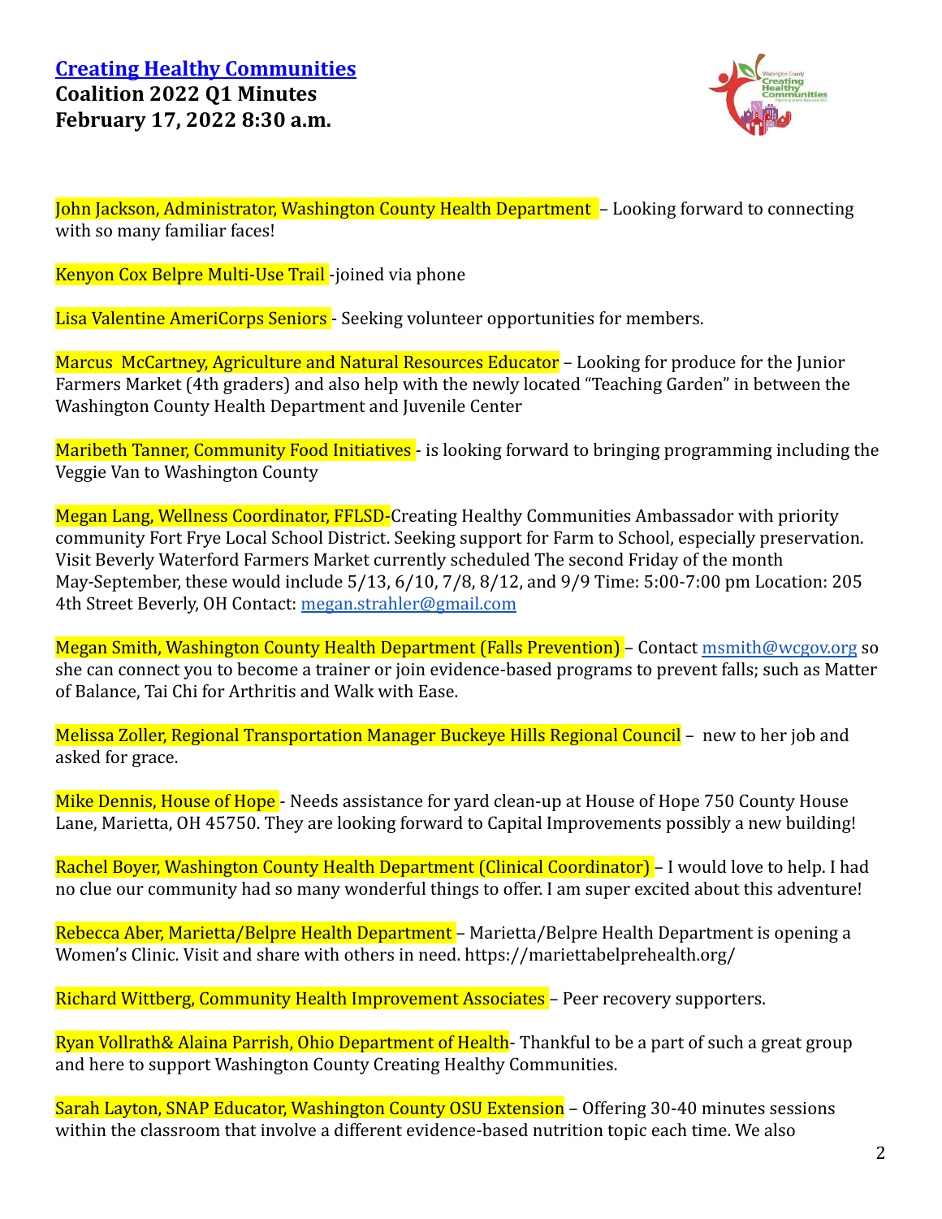**[Creating Healthy Communities](#)**
**Coalition 2022 Q1 Minutes**
**February 17, 2022 8:30 a.m.**

John Jackson, Administrator, Washington County Health Department – Looking forward to connecting with so many familiar faces!

Kenyon Cox Belpre Multi-Use Trail -joined via phone

Lisa Valentine AmeriCorps Seniors - Seeking volunteer opportunities for members.

Marcus McCartney, Agriculture and Natural Resources Educator – Looking for produce for the Junior Farmers Market (4th graders) and also help with the newly located "Teaching Garden" in between the Washington County Health Department and Juvenile Center

Maribeth Tanner, Community Food Initiatives - is looking forward to bringing programming including the Veggie Van to Washington County

Megan Lang, Wellness Coordinator, FFLSD-Creating Healthy Communities Ambassador with priority community Fort Frye Local School District. Seeking support for Farm to School, especially preservation. Visit Beverly Waterford Farmers Market currently scheduled The second Friday of the month May-September, these would include 5/13, 6/10, 7/8, 8/12, and 9/9 Time: 5:00-7:00 pm Location: 205 4th Street Beverly, OH Contact: megan.strahler@gmail.com

Megan Smith, Washington County Health Department (Falls Prevention) – Contact msmith@wcgov.org so she can connect you to become a trainer or join evidence-based programs to prevent falls; such as Matter of Balance, Tai Chi for Arthritis and Walk with Ease.

Melissa Zoller, Regional Transportation Manager Buckeye Hills Regional Council – new to her job and asked for grace.

Mike Dennis, House of Hope - Needs assistance for yard clean-up at House of Hope 750 County House Lane, Marietta, OH 45750. They are looking forward to Capital Improvements possibly a new building!

Rachel Boyer, Washington County Health Department (Clinical Coordinator) – I would love to help. I had no clue our community had so many wonderful things to offer. I am super excited about this adventure!

Rebecca Aber, Marietta/Belpre Health Department – Marietta/Belpre Health Department is opening a Women's Clinic. Visit and share with others in need. https://mariettabelprehealth.org/

Richard Wittberg, Community Health Improvement Associates – Peer recovery supporters.

Ryan Vollrath& Alaina Parrish, Ohio Department of Health- Thankful to be a part of such a great group and here to support Washington County Creating Healthy Communities.

Sarah Layton, SNAP Educator, Washington County OSU Extension – Offering 30-40 minutes sessions within the classroom that involve a different evidence-based nutrition topic each time. We also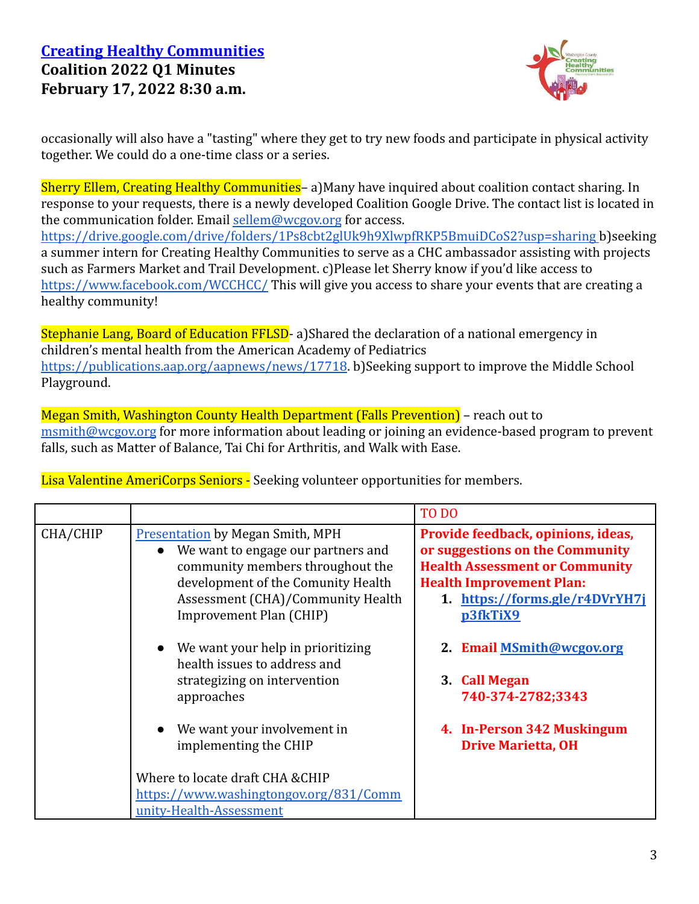occasionally will also have a "tasting" where they get to try new foods and participate in physical activity together. We could do a one-time class or a series.

Sherry Ellem, Creating Healthy Communities– a)Many have inquired about coalition contact sharing. In response to your requests, there is a newly developed Coalition Google Drive. The contact list is located in the communication folder. Email sellem@wcgov.org for access. https://drive.google.com/drive/folders/1Ps8cbt2glUk9h9XlwpfRKP5BmuiDCoS2?usp=sharing b)seeking a summer intern for Creating Healthy Communities to serve as a CHC ambassador assisting with projects such as Farmers Market and Trail Development. c)Please let Sherry know if you'd like access to https://www.facebook.com/WCCHCC/ This will give you access to share your events that are creating a healthy community!

Stephanie Lang, Board of Education FFLSD- a)Shared the declaration of a national emergency in children's mental health from the American Academy of Pediatrics https://publications.aap.org/aapnews/news/17718. b)Seeking support to improve the Middle School Playground.

Megan Smith, Washington County Health Department (Falls Prevention) – reach out to msmith@wcgov.org for more information about leading or joining an evidence-based program to prevent falls, such as Matter of Balance, Tai Chi for Arthritis, and Walk with Ease.

Lisa Valentine AmeriCorps Seniors - Seeking volunteer opportunities for members.

| | | TO DO |
|---|---|---|
| CHA/CHIP | Presentation by Megan Smith, MPH<br>• We want to engage our partners and community members throughout the development of the Comunity Health Assessment (CHA)/Community Health Improvement Plan (CHIP)<br>• We want your help in prioritizing health issues to address and strategizing on intervention approaches<br>• We want your involvement in implementing the CHIP<br><br>Where to locate draft CHA &CHIP https://www.washingtongov.org/831/Community-Health-Assessment | **Provide feedback, opinions, ideas, or suggestions on the Community Health Assessment or Community Health Improvement Plan:**<br>1. **https://forms.gle/r4DVrYH7jp3fkTiX9**<br>2. **Email MSmith@wcgov.org**<br>3. **Call Megan 740-374-2782;3343**<br>4. **In-Person 342 Muskingum Drive Marietta, OH** |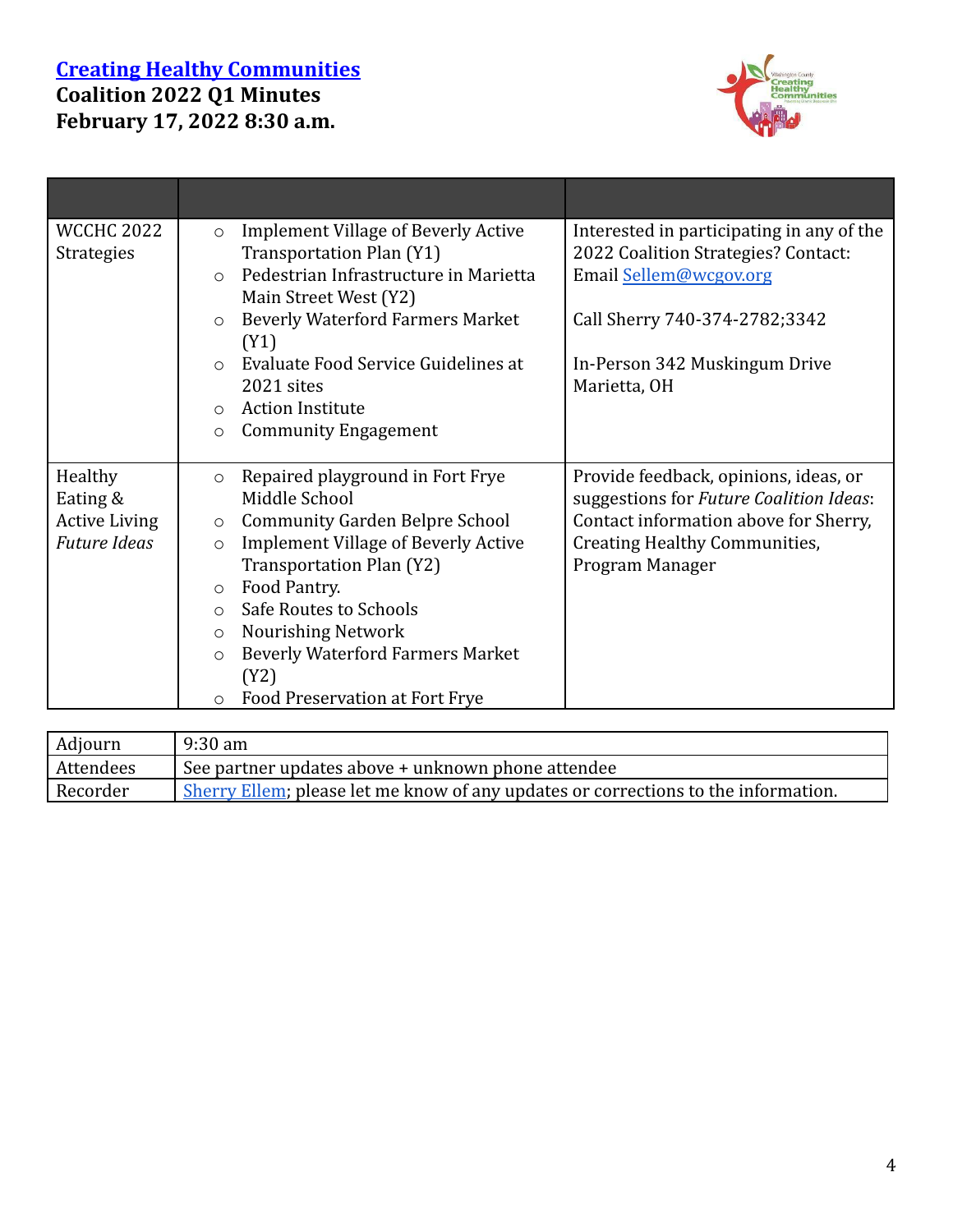# [Creating Healthy Communities](#)

**Coalition 2022 Q1 Minutes**
**February 17, 2022 8:30 a.m.**

| | | |
|---|---|---|
| WCCHC 2022 Strategies | ○ Implement Village of Beverly Active Transportation Plan (Y1)<br>○ Pedestrian Infrastructure in Marietta Main Street West (Y2)<br>○ Beverly Waterford Farmers Market (Y1)<br>○ Evaluate Food Service Guidelines at 2021 sites<br>○ Action Institute<br>○ Community Engagement | Interested in participating in any of the 2022 Coalition Strategies? Contact: Email [Sellem@wcgov.org](mailto:Sellem@wcgov.org)<br><br>Call Sherry 740-374-2782;3342<br><br>In-Person 342 Muskingum Drive Marietta, OH |
| Healthy Eating & Active Living *Future Ideas* | ○ Repaired playground in Fort Frye Middle School<br>○ Community Garden Belpre School<br>○ Implement Village of Beverly Active Transportation Plan (Y2)<br>○ Food Pantry.<br>○ Safe Routes to Schools<br>○ Nourishing Network<br>○ Beverly Waterford Farmers Market (Y2)<br>○ Food Preservation at Fort Frye | Provide feedback, opinions, ideas, or suggestions for *Future Coalition Ideas*: Contact information above for Sherry, Creating Healthy Communities, Program Manager |

| | |
|---|---|
| Adjourn | 9:30 am |
| Attendees | See partner updates above + unknown phone attendee |
| Recorder | [Sherry Ellem](#); please let me know of any updates or corrections to the information. |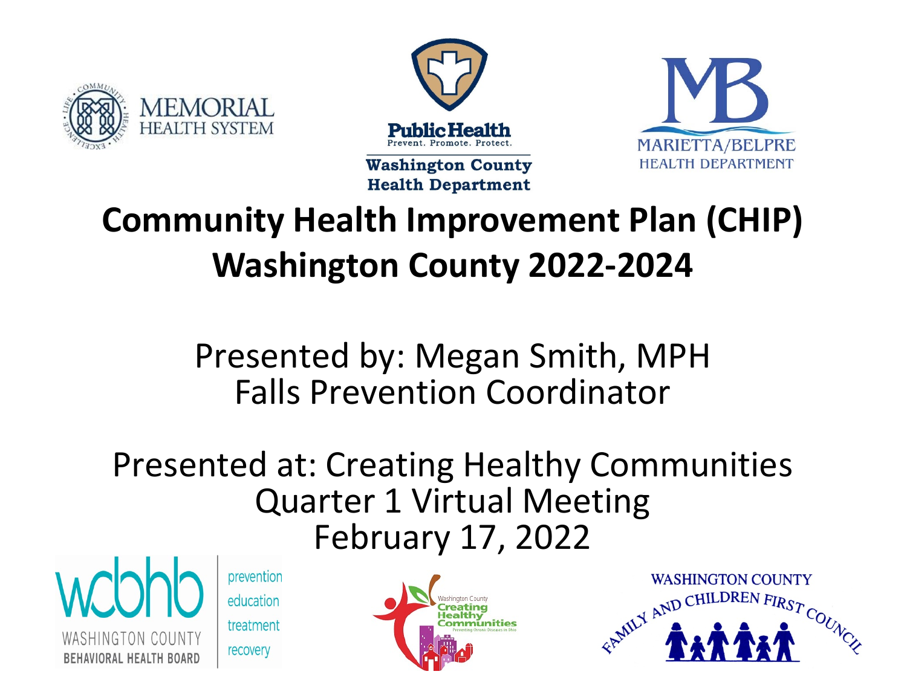# Community Health Improvement Plan (CHIP) Washington County 2022-2024

Presented by: Megan Smith, MPH
Falls Prevention Coordinator

Presented at: Creating Healthy Communities
Quarter 1 Virtual Meeting
February 17, 2022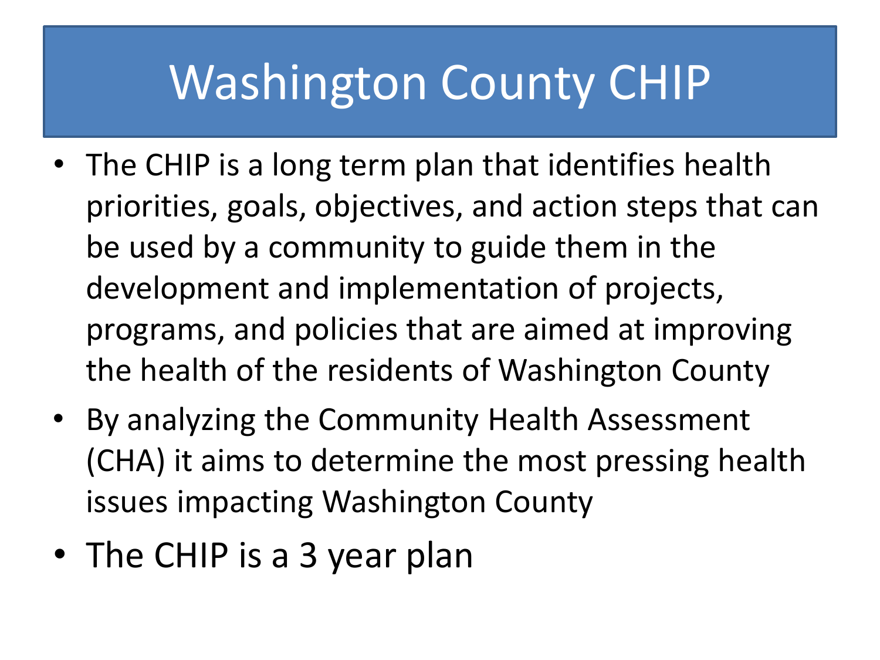# Washington County CHIP

- The CHIP is a long term plan that identifies health priorities, goals, objectives, and action steps that can be used by a community to guide them in the development and implementation of projects, programs, and policies that are aimed at improving the health of the residents of Washington County
- By analyzing the Community Health Assessment (CHA) it aims to determine the most pressing health issues impacting Washington County
- The CHIP is a 3 year plan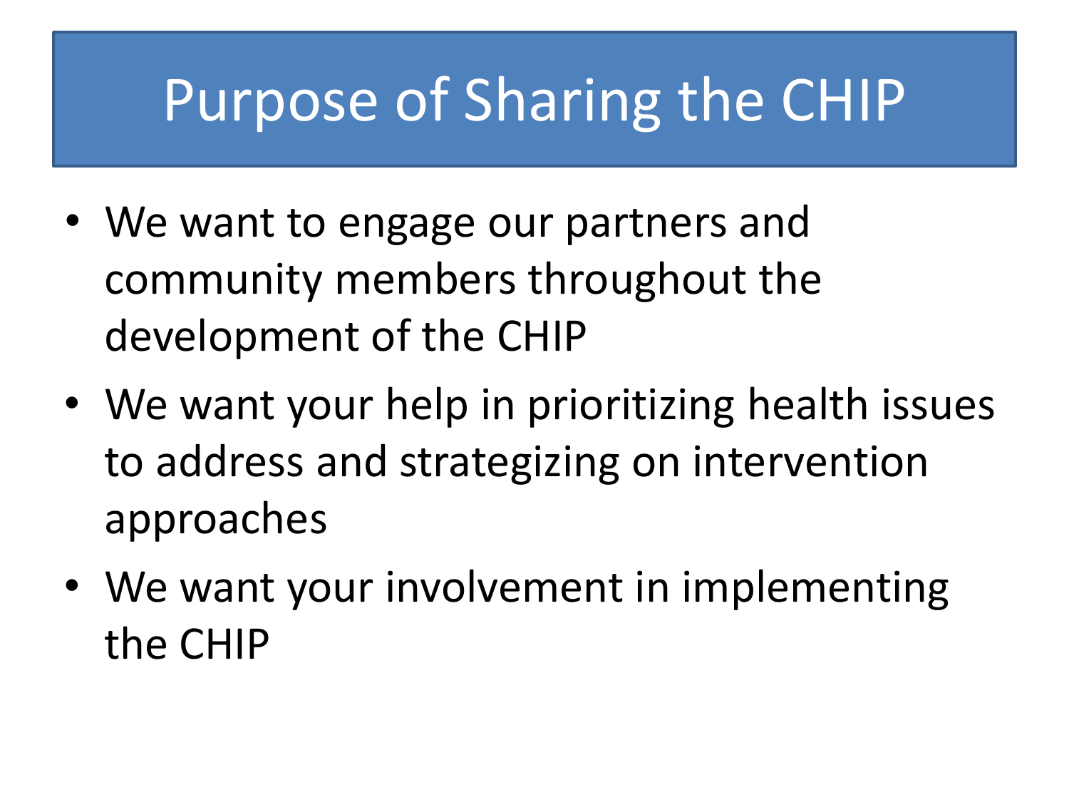# Purpose of Sharing the CHIP

- We want to engage our partners and community members throughout the development of the CHIP
- We want your help in prioritizing health issues to address and strategizing on intervention approaches
- We want your involvement in implementing the CHIP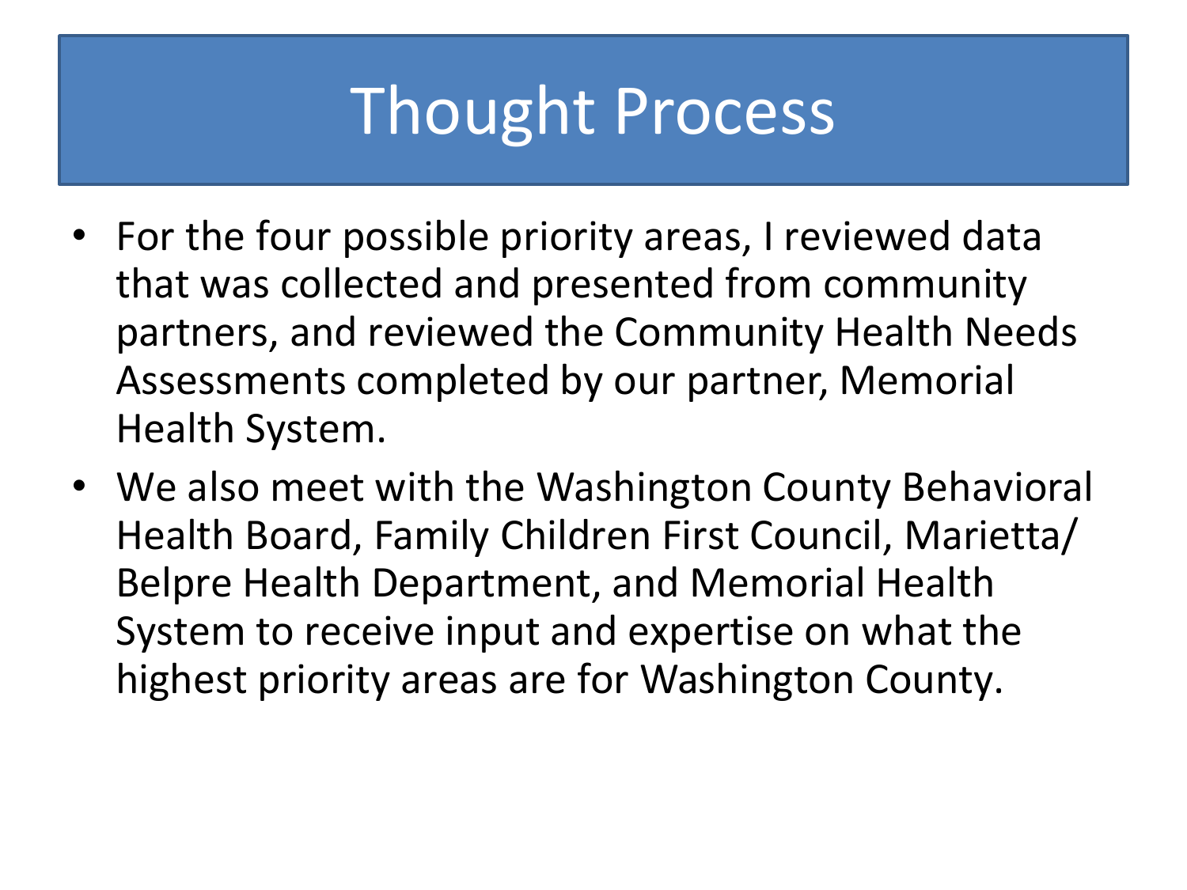# Thought Process

- For the four possible priority areas, I reviewed data that was collected and presented from community partners, and reviewed the Community Health Needs Assessments completed by our partner, Memorial Health System.
- We also meet with the Washington County Behavioral Health Board, Family Children First Council, Marietta/ Belpre Health Department, and Memorial Health System to receive input and expertise on what the highest priority areas are for Washington County.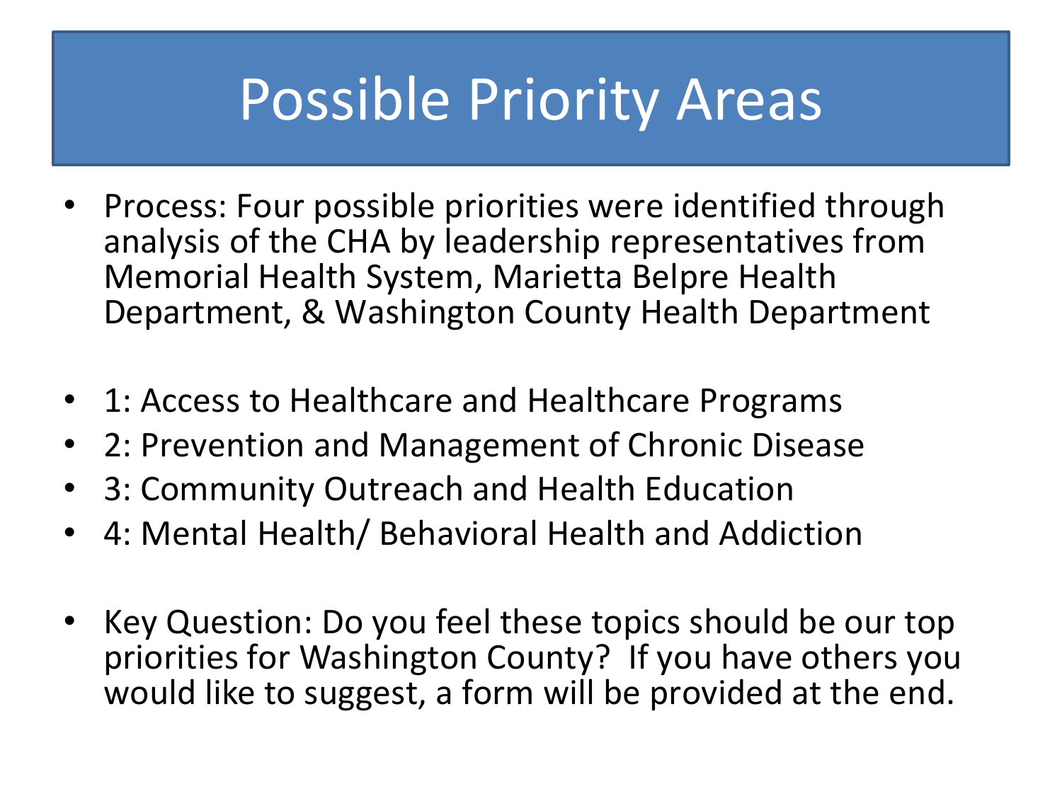# Possible Priority Areas

- Process: Four possible priorities were identified through analysis of the CHA by leadership representatives from Memorial Health System, Marietta Belpre Health Department, & Washington County Health Department

- 1: Access to Healthcare and Healthcare Programs
- 2: Prevention and Management of Chronic Disease
- 3: Community Outreach and Health Education
- 4: Mental Health/ Behavioral Health and Addiction

- Key Question: Do you feel these topics should be our top priorities for Washington County? If you have others you would like to suggest, a form will be provided at the end.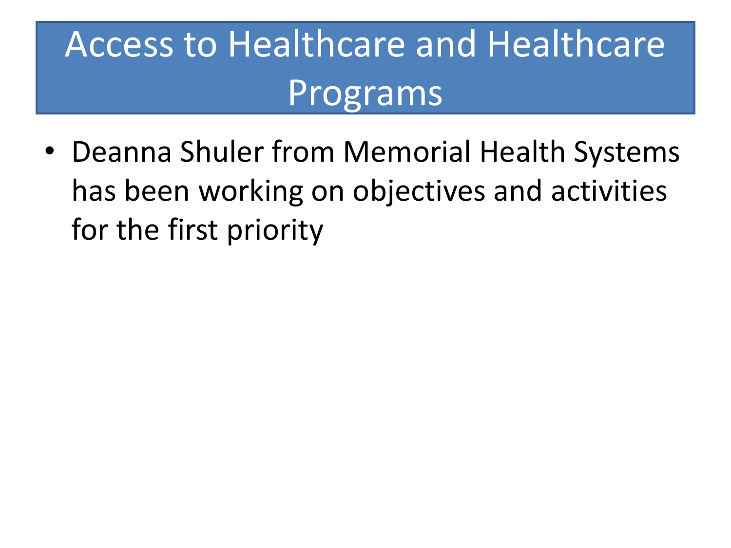# Access to Healthcare and Healthcare Programs

- Deanna Shuler from Memorial Health Systems has been working on objectives and activities for the first priority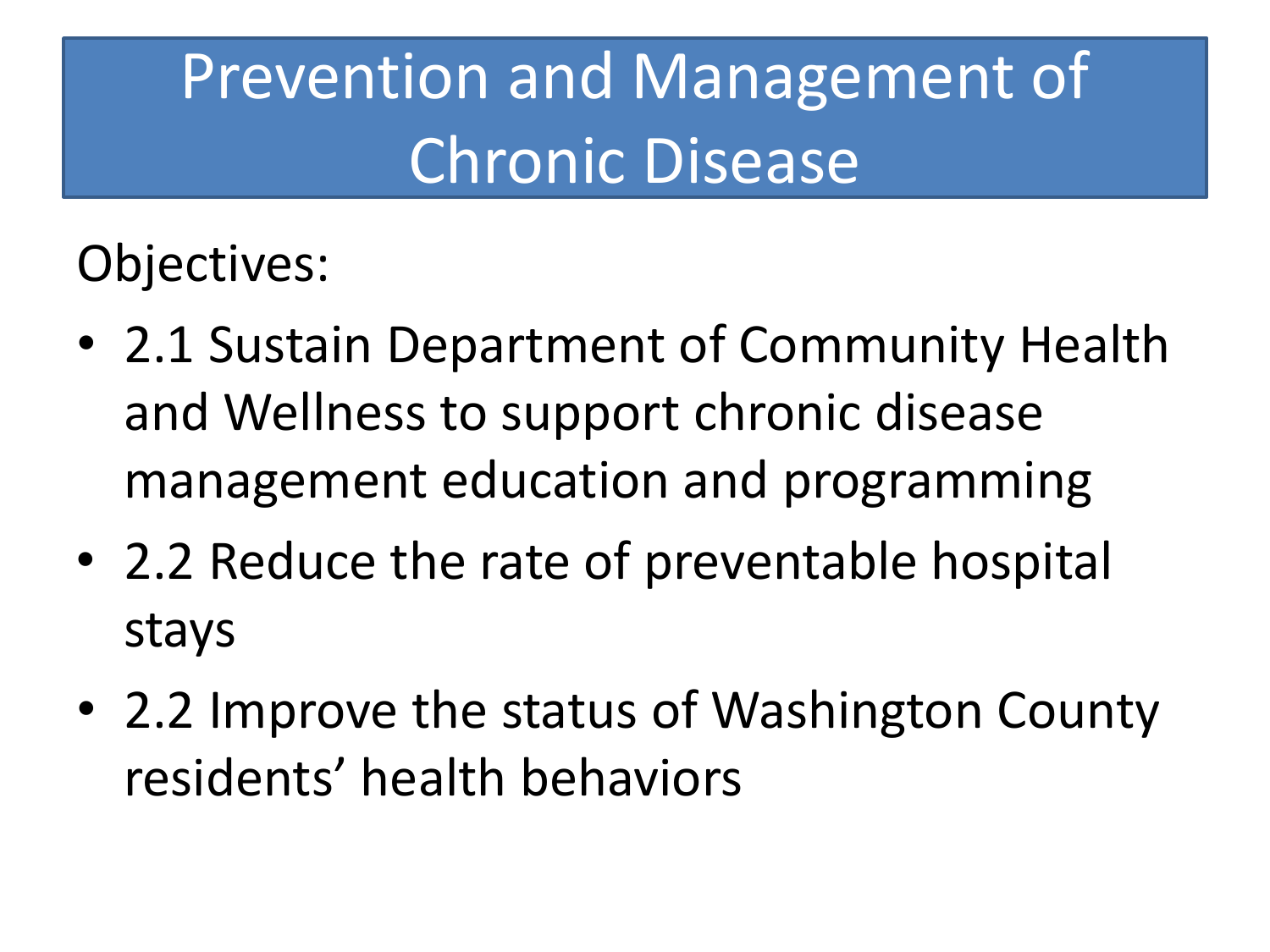# Prevention and Management of Chronic Disease

Objectives:

- 2.1 Sustain Department of Community Health and Wellness to support chronic disease management education and programming
- 2.2 Reduce the rate of preventable hospital stays
- 2.2 Improve the status of Washington County residents' health behaviors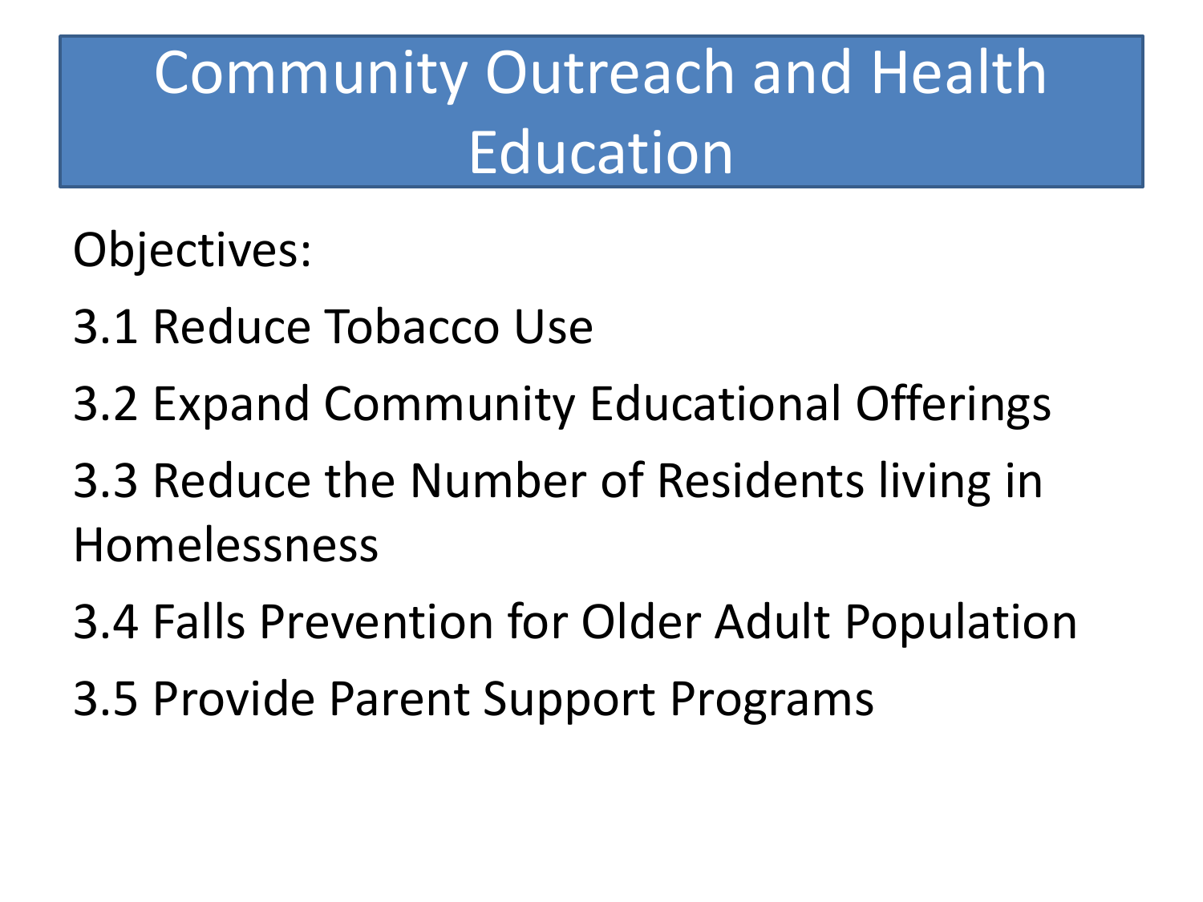# Community Outreach and Health Education

Objectives:

3.1 Reduce Tobacco Use

3.2 Expand Community Educational Offerings

3.3 Reduce the Number of Residents living in Homelessness

3.4 Falls Prevention for Older Adult Population

3.5 Provide Parent Support Programs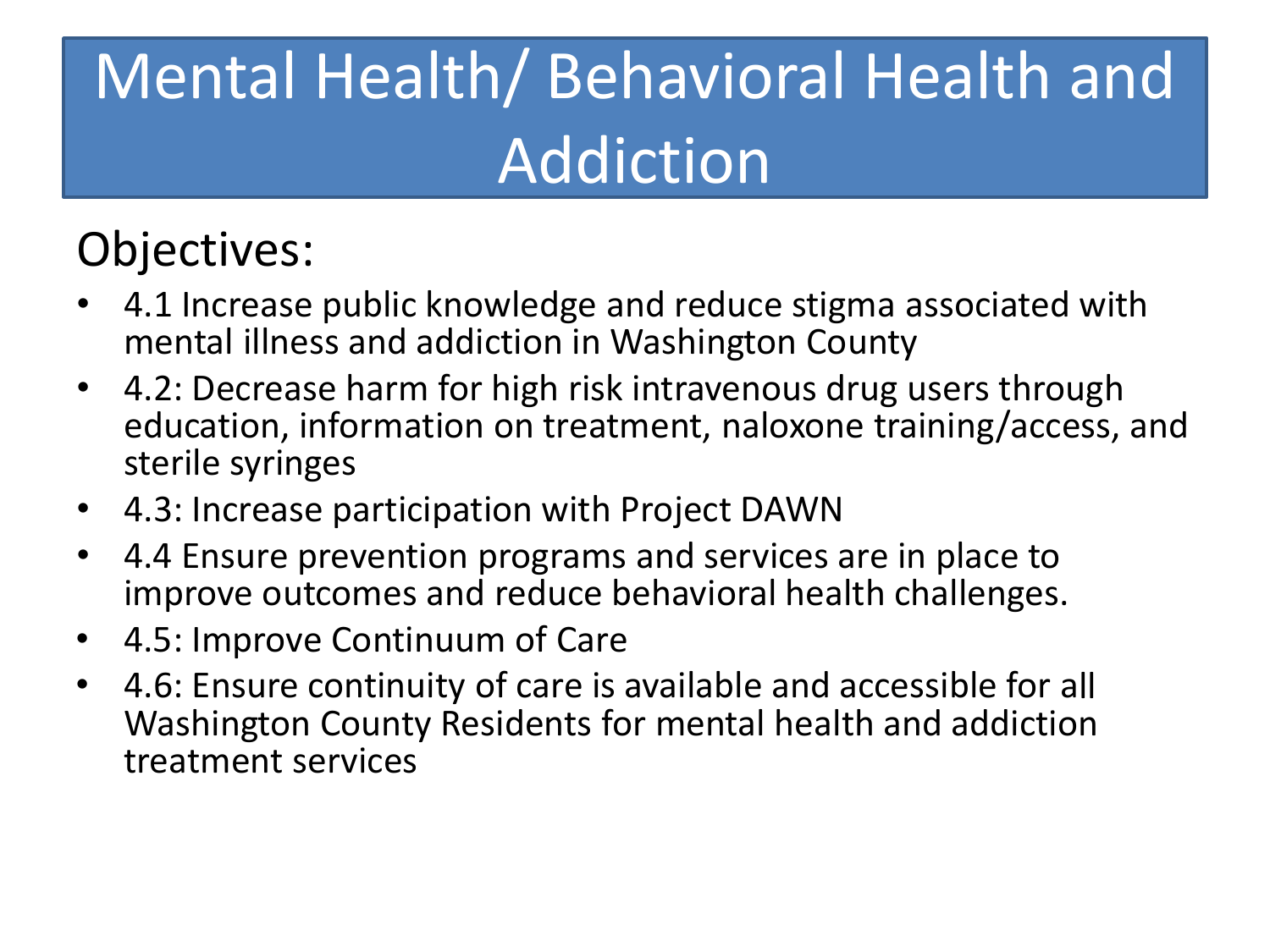# Mental Health/ Behavioral Health and Addiction

## Objectives:

- 4.1 Increase public knowledge and reduce stigma associated with mental illness and addiction in Washington County
- 4.2: Decrease harm for high risk intravenous drug users through education, information on treatment, naloxone training/access, and sterile syringes
- 4.3: Increase participation with Project DAWN
- 4.4 Ensure prevention programs and services are in place to improve outcomes and reduce behavioral health challenges.
- 4.5: Improve Continuum of Care
- 4.6: Ensure continuity of care is available and accessible for all Washington County Residents for mental health and addiction treatment services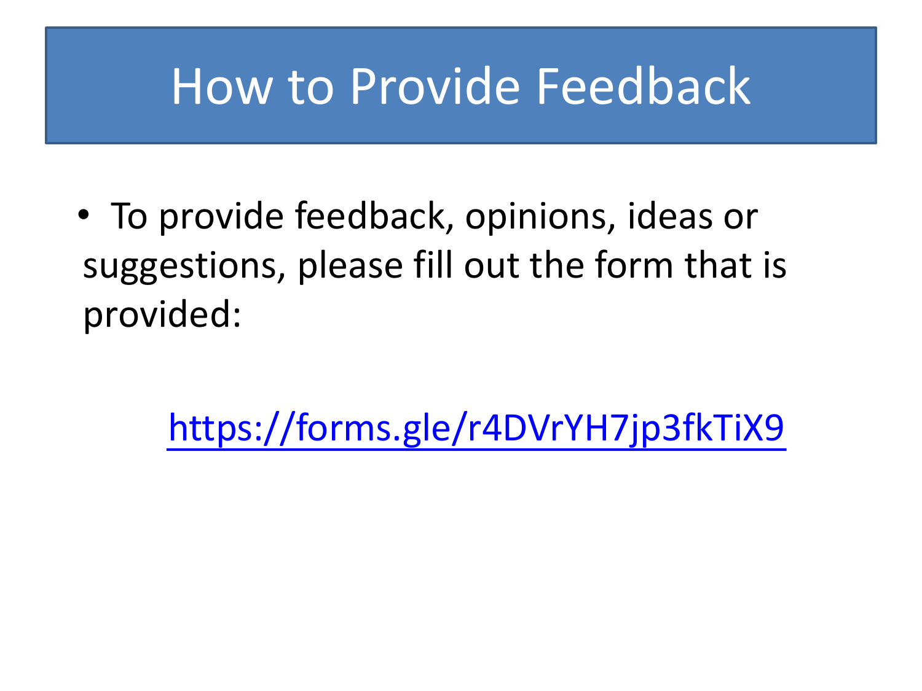# How to Provide Feedback

- To provide feedback, opinions, ideas or suggestions, please fill out the form that is provided:

https://forms.gle/r4DVrYH7jp3fkTiX9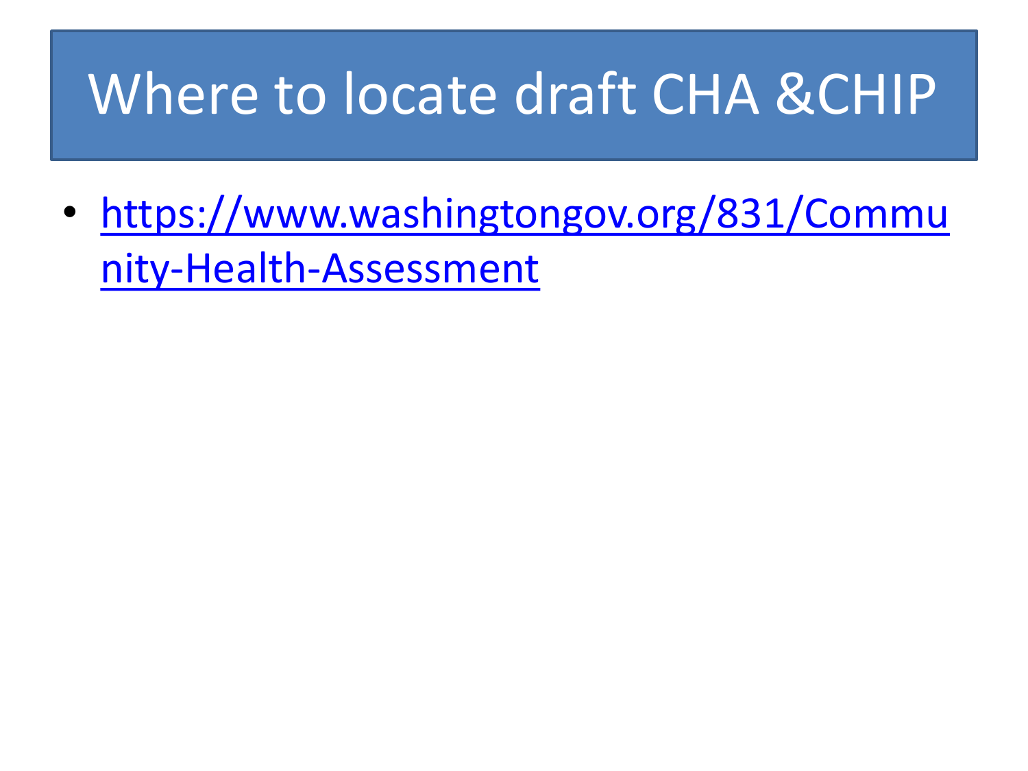# Where to locate draft CHA &CHIP

- https://www.washingtongov.org/831/Community-Health-Assessment